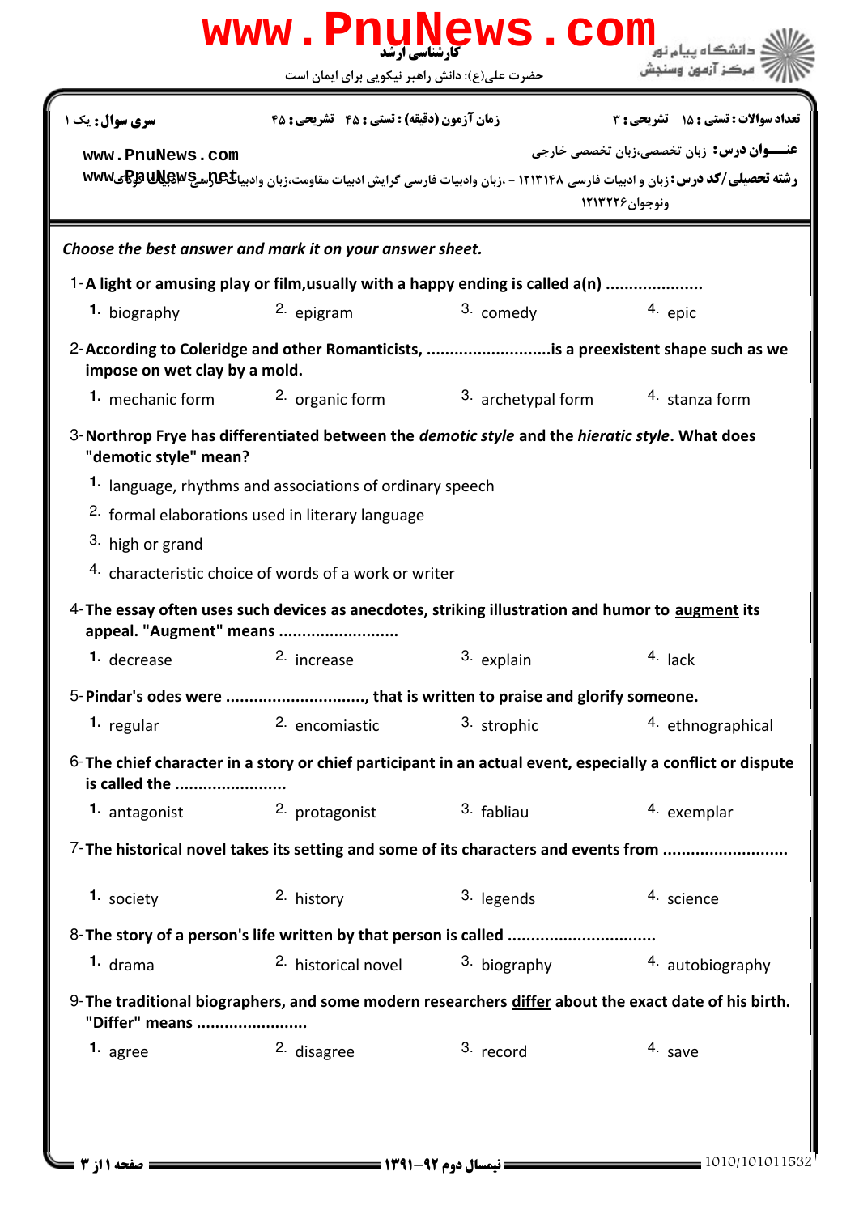کارشناسی ارشد

حضرت علی(ع): دانش راهبر نیکویی برای ایمان است

دانشگاه پیام نور
مرکز آزمون وسنجش

**سری سوال:** یک ۱ | **زمان آزمون (دقیقه) : تستی : ۴۵ تشریحی : ۴۵** | **تعداد سوالات : تستی : ۱۵ تشریحی : ۳**

**عنـــوان درس:** زبان تخصصی،زبان تخصصی خارجی

**رشته تحصیلی/کد درس:** زبان و ادبیات فارسی ۱۲۱۳۱۴۸ - ،زبان وادبیات فارسی گرایش ادبیات مقاومت،زبان وادبیات فارسی ادبیات کودک ونوجوان۱۲۱۳۲۲۶

***Choose the best answer and mark it on your answer sheet.***

1-**A light or amusing play or film,usually with a happy ending is called a(n) ....................**

1. biography
2. epigram
3. comedy
4. epic

2-**According to Coleridge and other Romanticists, ..........................is a preexistent shape such as we impose on wet clay by a mold.**

1. mechanic form
2. organic form
3. archetypal form
4. stanza form

3-**Northrop Frye has differentiated between the *demotic style* and the *hieratic style*. What does "demotic style" mean?**

1. language, rhythms and associations of ordinary speech
2. formal elaborations used in literary language
3. high or grand
4. characteristic choice of words of a work or writer

4-**The essay often uses such devices as anecdotes, striking illustration and humor to augment its appeal. "Augment" means .........................**

1. decrease
2. increase
3. explain
4. lack

5-**Pindar's odes were .............................., that is written to praise and glorify someone.**

1. regular
2. encomiastic
3. strophic
4. ethnographical

6-**The chief character in a story or chief participant in an actual event, especially a conflict or dispute is called the .......................**

1. antagonist
2. protagonist
3. fabliau
4. exemplar

7-**The historical novel takes its setting and some of its characters and events from ..........................**

1. society
2. history
3. legends
4. science

8-**The story of a person's life written by that person is called ...............................**

1. drama
2. historical novel
3. biography
4. autobiography

9-**The traditional biographers, and some modern researchers differ about the exact date of his birth. "Differ" means .......................**

1. agree
2. disagree
3. record
4. save

نیمسال دوم ۱۳۹۱-۹۲

1010/101011532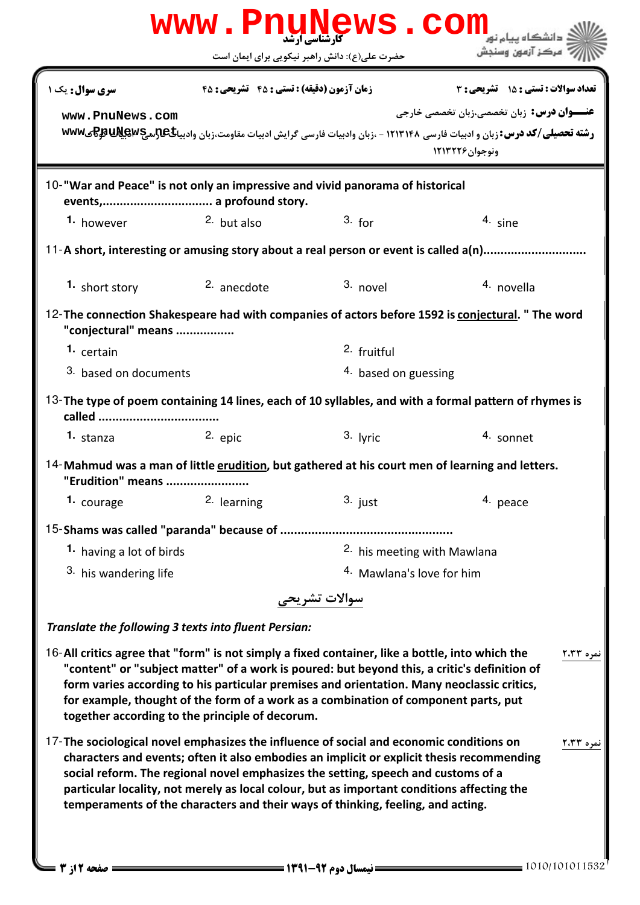**سری سؤال:** یک ۱ | **زمان آزمون (دقیقه) : تستی : ۴۵ تشریحی : ۴۵** | **تعداد سوالات : تستی : ۱۵ تشریحی : ۳**

**عنـــوان درس:** زبان تخصصی،زبان تخصصی خارجی

**رشته تحصیلی/کد درس:** زبان و ادبیات فارسی ۱۲۱۳۱۴۸ - ،زبان وادبیات فارسی گرایش ادبیات مقاومت،زبان وادبیات فارسی ادبیات کودک ونوجوان ۱۲۱۳۲۲۶

10- **"War and Peace" is not only an impressive and vivid panorama of historical events,............................... a profound story.**

1. however
2. but also
3. for
4. sine

11- **A short, interesting or amusing story about a real person or event is called a(n).............................**

1. short story
2. anecdote
3. novel
4. novella

12- **The connection Shakespeare had with companies of actors before 1592 is conjectural. " The word "conjectural" means ................**

1. certain
2. fruitful
3. based on documents
4. based on guessing

13- **The type of poem containing 14 lines, each of 10 syllables, and with a formal pattern of rhymes is called ..................................**

1. stanza
2. epic
3. lyric
4. sonnet

14- **Mahmud was a man of little erudition, but gathered at his court men of learning and letters. "Erudition" means .......................**

1. courage
2. learning
3. just
4. peace

15- **Shams was called "paranda" because of ................................................**

1. having a lot of birds
2. his meeting with Mawlana
3. his wandering life
4. Mawlana's love for him

## سوالات تشریحی

*Translate the following 3 texts into fluent Persian:*

16- **All critics agree that "form" is not simply a fixed container, like a bottle, into which the "content" or "subject matter" of a work is poured: but beyond this, a critic's definition of form varies according to his particular premises and orientation. Many neoclassic critics, for example, thought of the form of a work as a combination of component parts, put together according to the principle of decorum.** (نمره ۲.۳۳)

17- **The sociological novel emphasizes the influence of social and economic conditions on characters and events; often it also embodies an implicit or explicit thesis recommending social reform. The regional novel emphasizes the setting, speech and customs of a particular locality, not merely as local colour, but as important conditions affecting the temperaments of the characters and their ways of thinking, feeling, and acting.** (نمره ۲.۳۳)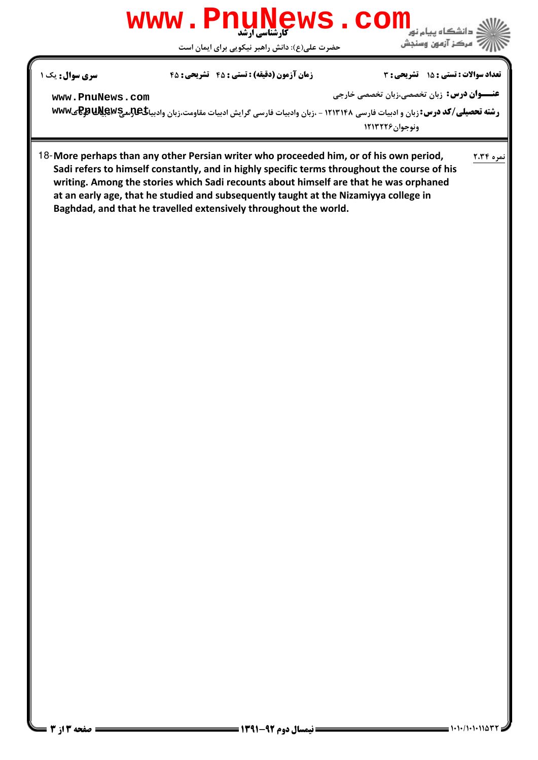**سری سوال:** یک ۱ | **زمان آزمون (دقیقه) : تستی : ۴۵ تشریحی : ۴۵** | **تعداد سوالات : تستی : ۱۵ تشریحی : ۳**

**عنـــوان درس:** زبان تخصصی،زبان تخصصی خارجی

**رشته تحصیلی/کد درس:** زبان و ادبیات فارسی ۱۲۱۳۱۴۸ - ،زبان وادبیات فارسی گرایش ادبیات مقاومت،زبان وادبیات فارسی ادبیات کودک ونوجوان۱۲۱۳۲۲۶

18- More perhaps than any other Persian writer who proceeded him, or of his own period, Sadi refers to himself constantly, and in highly specific terms throughout the course of his writing. Among the stories which Sadi recounts about himself are that he was orphaned at an early age, that he studied and subsequently taught at the Nizamiyya college in Baghdad, and that he travelled extensively throughout the world.

نمره ۲.۳۴